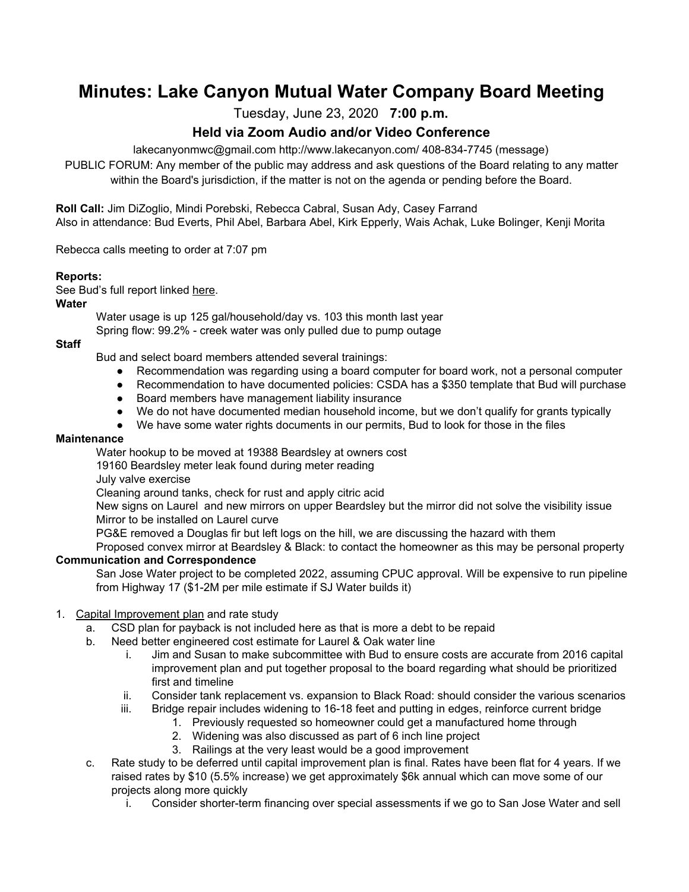# Minutes: Lake Canyon Mutual Water Company Board Meeting

Tuesday, June 23, 2020 **7:00 p.m.**

### Held via Zoom Audio and/or Video Conference

lakecanyonmwc@gmail.com http://www.lakecanyon.com/ 408-834-7745 (message)

PUBLIC FORUM: Any member of the public may address and ask questions of the Board relating to any matter within the Board's jurisdiction, if the matter is not on the agenda or pending before the Board.

**Roll Call:** Jim DiZoglio, Mindi Porebski, Rebecca Cabral, Susan Ady, Casey Farrand
Also in attendance: Bud Everts, Phil Abel, Barbara Abel, Kirk Epperly, Wais Achak, Luke Bolinger, Kenji Morita

Rebecca calls meeting to order at 7:07 pm

**Reports:**
See Bud's full report linked here.

**Water**

Water usage is up 125 gal/household/day vs. 103 this month last year
Spring flow: 99.2% - creek water was only pulled due to pump outage

**Staff**

Bud and select board members attended several trainings:

- Recommendation was regarding using a board computer for board work, not a personal computer
- Recommendation to have documented policies: CSDA has a $350 template that Bud will purchase
- Board members have management liability insurance
- We do not have documented median household income, but we don't qualify for grants typically
- We have some water rights documents in our permits, Bud to look for those in the files

**Maintenance**

Water hookup to be moved at 19388 Beardsley at owners cost
19160 Beardsley meter leak found during meter reading
July valve exercise
Cleaning around tanks, check for rust and apply citric acid
New signs on Laurel and new mirrors on upper Beardsley but the mirror did not solve the visibility issue
Mirror to be installed on Laurel curve
PG&E removed a Douglas fir but left logs on the hill, we are discussing the hazard with them
Proposed convex mirror at Beardsley & Black: to contact the homeowner as this may be personal property

**Communication and Correspondence**

San Jose Water project to be completed 2022, assuming CPUC approval. Will be expensive to run pipeline from Highway 17 ($1-2M per mile estimate if SJ Water builds it)

1. Capital Improvement plan and rate study
   a. CSD plan for payback is not included here as that is more a debt to be repaid
   b. Need better engineered cost estimate for Laurel & Oak water line
      i. Jim and Susan to make subcommittee with Bud to ensure costs are accurate from 2016 capital improvement plan and put together proposal to the board regarding what should be prioritized first and timeline
      ii. Consider tank replacement vs. expansion to Black Road: should consider the various scenarios
      iii. Bridge repair includes widening to 16-18 feet and putting in edges, reinforce current bridge
         1. Previously requested so homeowner could get a manufactured home through
         2. Widening was also discussed as part of 6 inch line project
         3. Railings at the very least would be a good improvement
   c. Rate study to be deferred until capital improvement plan is final. Rates have been flat for 4 years. If we raised rates by $10 (5.5% increase) we get approximately $6k annual which can move some of our projects along more quickly
      i. Consider shorter-term financing over special assessments if we go to San Jose Water and sell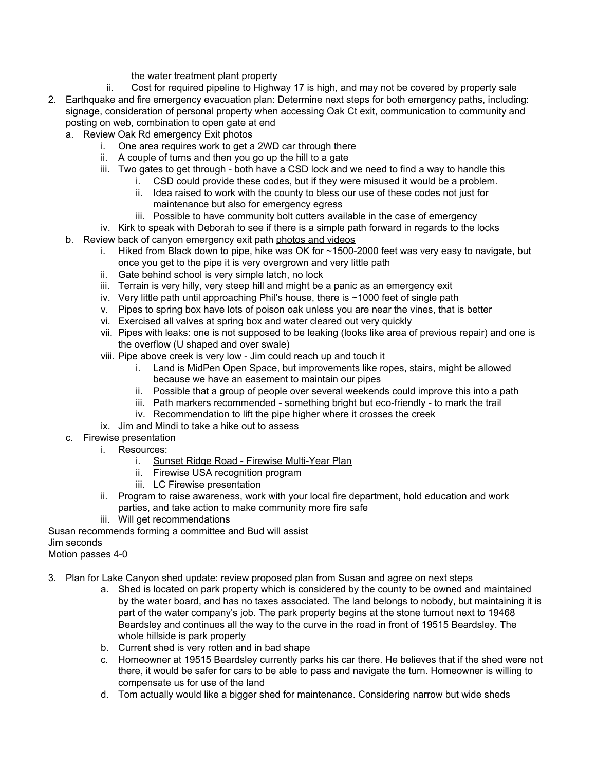the water treatment plant property
    ii. Cost for required pipeline to Highway 17 is high, and may not be covered by property sale

2. Earthquake and fire emergency evacuation plan: Determine next steps for both emergency paths, including: signage, consideration of personal property when accessing Oak Ct exit, communication to community and posting on web, combination to open gate at end
    a. Review Oak Rd emergency Exit photos
        i. One area requires work to get a 2WD car through there
        ii. A couple of turns and then you go up the hill to a gate
        iii. Two gates to get through - both have a CSD lock and we need to find a way to handle this
            i. CSD could provide these codes, but if they were misused it would be a problem.
            ii. Idea raised to work with the county to bless our use of these codes not just for maintenance but also for emergency egress
            iii. Possible to have community bolt cutters available in the case of emergency
        iv. Kirk to speak with Deborah to see if there is a simple path forward in regards to the locks
    b. Review back of canyon emergency exit path photos and videos
        i. Hiked from Black down to pipe, hike was OK for ~1500-2000 feet was very easy to navigate, but once you get to the pipe it is very overgrown and very little path
        ii. Gate behind school is very simple latch, no lock
        iii. Terrain is very hilly, very steep hill and might be a panic as an emergency exit
        iv. Very little path until approaching Phil's house, there is ~1000 feet of single path
        v. Pipes to spring box have lots of poison oak unless you are near the vines, that is better
        vi. Exercised all valves at spring box and water cleared out very quickly
        vii. Pipes with leaks: one is not supposed to be leaking (looks like area of previous repair) and one is the overflow (U shaped and over swale)
        viii. Pipe above creek is very low - Jim could reach up and touch it
            i. Land is MidPen Open Space, but improvements like ropes, stairs, might be allowed because we have an easement to maintain our pipes
            ii. Possible that a group of people over several weekends could improve this into a path
            iii. Path markers recommended - something bright but eco-friendly - to mark the trail
            iv. Recommendation to lift the pipe higher where it crosses the creek
        ix. Jim and Mindi to take a hike out to assess
    c. Firewise presentation
        i. Resources:
            i. Sunset Ridge Road - Firewise Multi-Year Plan
            ii. Firewise USA recognition program
            iii. LC Firewise presentation
        ii. Program to raise awareness, work with your local fire department, hold education and work parties, and take action to make community more fire safe
        iii. Will get recommendations

Susan recommends forming a committee and Bud will assist
Jim seconds
Motion passes 4-0

3. Plan for Lake Canyon shed update: review proposed plan from Susan and agree on next steps
    a. Shed is located on park property which is considered by the county to be owned and maintained by the water board, and has no taxes associated. The land belongs to nobody, but maintaining it is part of the water company's job. The park property begins at the stone turnout next to 19468 Beardsley and continues all the way to the curve in the road in front of 19515 Beardsley. The whole hillside is park property
    b. Current shed is very rotten and in bad shape
    c. Homeowner at 19515 Beardsley currently parks his car there. He believes that if the shed were not there, it would be safer for cars to be able to pass and navigate the turn. Homeowner is willing to compensate us for use of the land
    d. Tom actually would like a bigger shed for maintenance. Considering narrow but wide sheds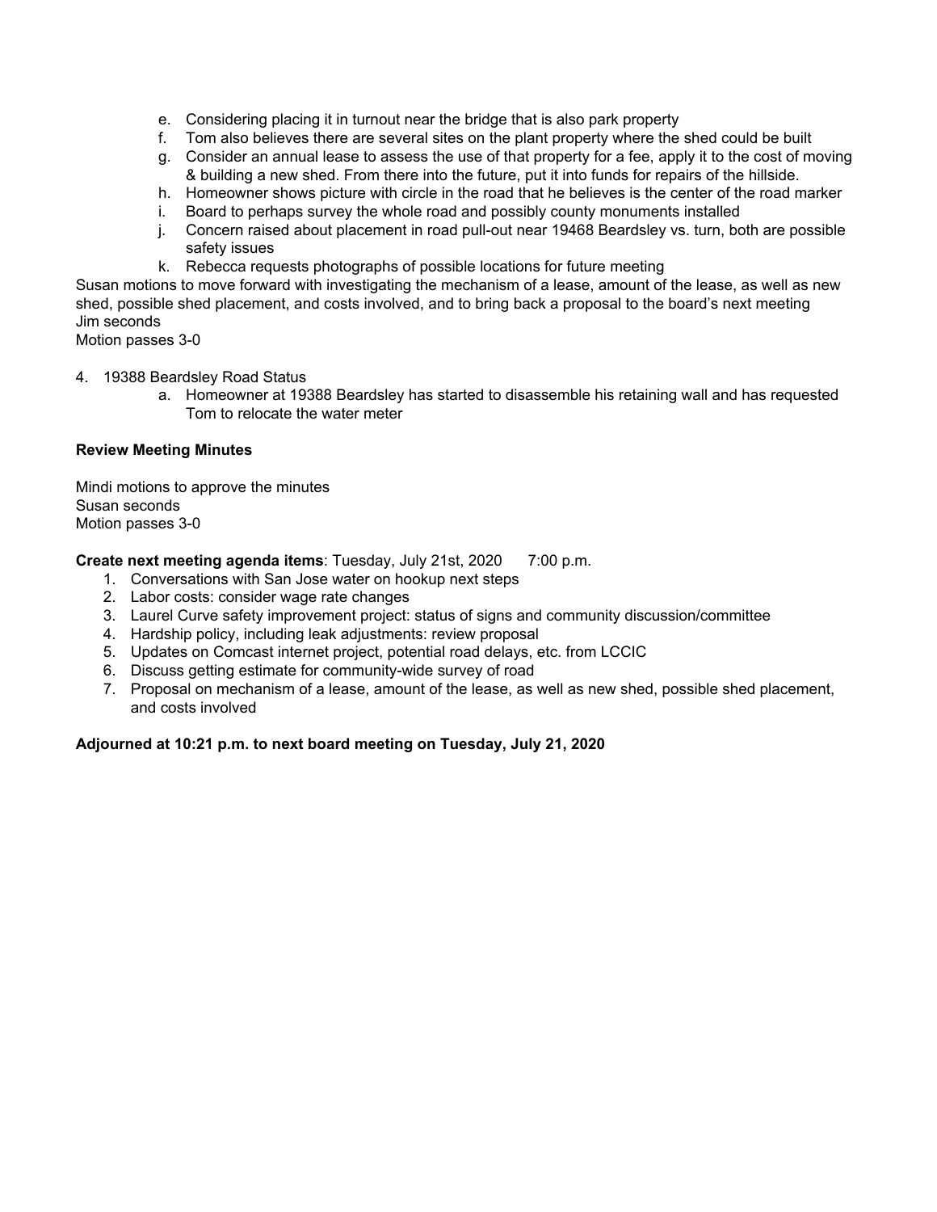e. Considering placing it in turnout near the bridge that is also park property
f. Tom also believes there are several sites on the plant property where the shed could be built
g. Consider an annual lease to assess the use of that property for a fee, apply it to the cost of moving & building a new shed. From there into the future, put it into funds for repairs of the hillside.
h. Homeowner shows picture with circle in the road that he believes is the center of the road marker
i. Board to perhaps survey the whole road and possibly county monuments installed
j. Concern raised about placement in road pull-out near 19468 Beardsley vs. turn, both are possible safety issues
k. Rebecca requests photographs of possible locations for future meeting

Susan motions to move forward with investigating the mechanism of a lease, amount of the lease, as well as new shed, possible shed placement, and costs involved, and to bring back a proposal to the board's next meeting
Jim seconds
Motion passes 3-0

4. 19388 Beardsley Road Status
   a. Homeowner at 19388 Beardsley has started to disassemble his retaining wall and has requested Tom to relocate the water meter

**Review Meeting Minutes**

Mindi motions to approve the minutes
Susan seconds
Motion passes 3-0

**Create next meeting agenda items**: Tuesday, July 21st, 2020 7:00 p.m.

1. Conversations with San Jose water on hookup next steps
2. Labor costs: consider wage rate changes
3. Laurel Curve safety improvement project: status of signs and community discussion/committee
4. Hardship policy, including leak adjustments: review proposal
5. Updates on Comcast internet project, potential road delays, etc. from LCCIC
6. Discuss getting estimate for community-wide survey of road
7. Proposal on mechanism of a lease, amount of the lease, as well as new shed, possible shed placement, and costs involved

**Adjourned at 10:21 p.m. to next board meeting on Tuesday, July 21, 2020**